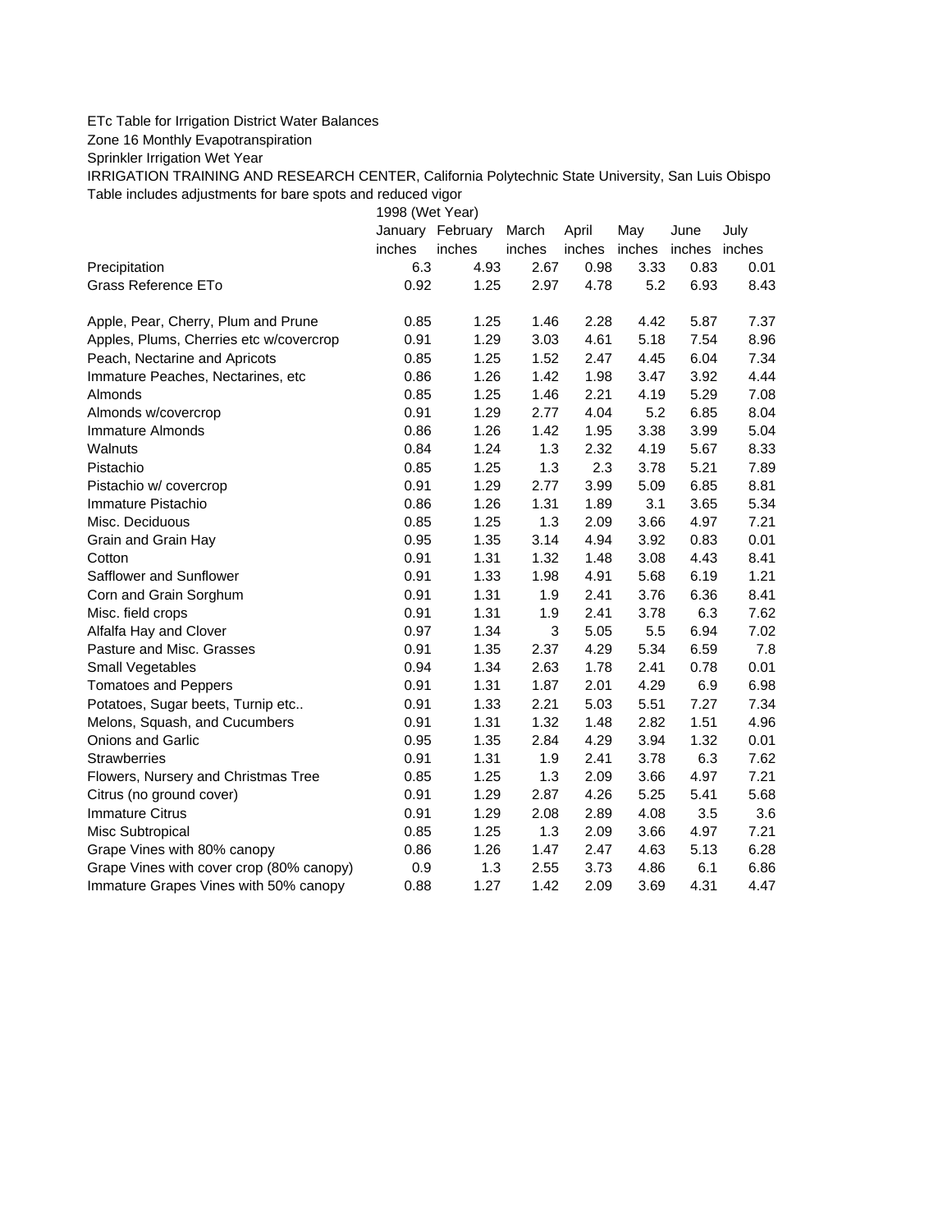ETc Table for Irrigation District Water Balances

Zone 16 Monthly Evapotranspiration

Sprinkler Irrigation Wet Year

IRRIGATION TRAINING AND RESEARCH CENTER, California Polytechnic State University, San Luis Obispo

Table includes adjustments for bare spots and reduced vigor

| | 1998 (Wet Year) | | | | | | |
|---|---|---|---|---|---|---|---|
| | January | February | March | April | May | June | July |
| | inches | inches | inches | inches | inches | inches | inches |
| Precipitation | 6.3 | 4.93 | 2.67 | 0.98 | 3.33 | 0.83 | 0.01 |
| Grass Reference ETo | 0.92 | 1.25 | 2.97 | 4.78 | 5.2 | 6.93 | 8.43 |
| | | | | | | | |
| Apple, Pear, Cherry, Plum and Prune | 0.85 | 1.25 | 1.46 | 2.28 | 4.42 | 5.87 | 7.37 |
| Apples, Plums, Cherries etc w/covercrop | 0.91 | 1.29 | 3.03 | 4.61 | 5.18 | 7.54 | 8.96 |
| Peach, Nectarine and Apricots | 0.85 | 1.25 | 1.52 | 2.47 | 4.45 | 6.04 | 7.34 |
| Immature Peaches, Nectarines, etc | 0.86 | 1.26 | 1.42 | 1.98 | 3.47 | 3.92 | 4.44 |
| Almonds | 0.85 | 1.25 | 1.46 | 2.21 | 4.19 | 5.29 | 7.08 |
| Almonds w/covercrop | 0.91 | 1.29 | 2.77 | 4.04 | 5.2 | 6.85 | 8.04 |
| Immature Almonds | 0.86 | 1.26 | 1.42 | 1.95 | 3.38 | 3.99 | 5.04 |
| Walnuts | 0.84 | 1.24 | 1.3 | 2.32 | 4.19 | 5.67 | 8.33 |
| Pistachio | 0.85 | 1.25 | 1.3 | 2.3 | 3.78 | 5.21 | 7.89 |
| Pistachio w/ covercrop | 0.91 | 1.29 | 2.77 | 3.99 | 5.09 | 6.85 | 8.81 |
| Immature Pistachio | 0.86 | 1.26 | 1.31 | 1.89 | 3.1 | 3.65 | 5.34 |
| Misc. Deciduous | 0.85 | 1.25 | 1.3 | 2.09 | 3.66 | 4.97 | 7.21 |
| Grain and Grain Hay | 0.95 | 1.35 | 3.14 | 4.94 | 3.92 | 0.83 | 0.01 |
| Cotton | 0.91 | 1.31 | 1.32 | 1.48 | 3.08 | 4.43 | 8.41 |
| Safflower and Sunflower | 0.91 | 1.33 | 1.98 | 4.91 | 5.68 | 6.19 | 1.21 |
| Corn and Grain Sorghum | 0.91 | 1.31 | 1.9 | 2.41 | 3.76 | 6.36 | 8.41 |
| Misc. field crops | 0.91 | 1.31 | 1.9 | 2.41 | 3.78 | 6.3 | 7.62 |
| Alfalfa Hay and Clover | 0.97 | 1.34 | 3 | 5.05 | 5.5 | 6.94 | 7.02 |
| Pasture and Misc. Grasses | 0.91 | 1.35 | 2.37 | 4.29 | 5.34 | 6.59 | 7.8 |
| Small Vegetables | 0.94 | 1.34 | 2.63 | 1.78 | 2.41 | 0.78 | 0.01 |
| Tomatoes and Peppers | 0.91 | 1.31 | 1.87 | 2.01 | 4.29 | 6.9 | 6.98 |
| Potatoes, Sugar beets, Turnip etc.. | 0.91 | 1.33 | 2.21 | 5.03 | 5.51 | 7.27 | 7.34 |
| Melons, Squash, and Cucumbers | 0.91 | 1.31 | 1.32 | 1.48 | 2.82 | 1.51 | 4.96 |
| Onions and Garlic | 0.95 | 1.35 | 2.84 | 4.29 | 3.94 | 1.32 | 0.01 |
| Strawberries | 0.91 | 1.31 | 1.9 | 2.41 | 3.78 | 6.3 | 7.62 |
| Flowers, Nursery and Christmas Tree | 0.85 | 1.25 | 1.3 | 2.09 | 3.66 | 4.97 | 7.21 |
| Citrus (no ground cover) | 0.91 | 1.29 | 2.87 | 4.26 | 5.25 | 5.41 | 5.68 |
| Immature Citrus | 0.91 | 1.29 | 2.08 | 2.89 | 4.08 | 3.5 | 3.6 |
| Misc Subtropical | 0.85 | 1.25 | 1.3 | 2.09 | 3.66 | 4.97 | 7.21 |
| Grape Vines with 80% canopy | 0.86 | 1.26 | 1.47 | 2.47 | 4.63 | 5.13 | 6.28 |
| Grape Vines with cover crop (80% canopy) | 0.9 | 1.3 | 2.55 | 3.73 | 4.86 | 6.1 | 6.86 |
| Immature Grapes Vines with 50% canopy | 0.88 | 1.27 | 1.42 | 2.09 | 3.69 | 4.31 | 4.47 |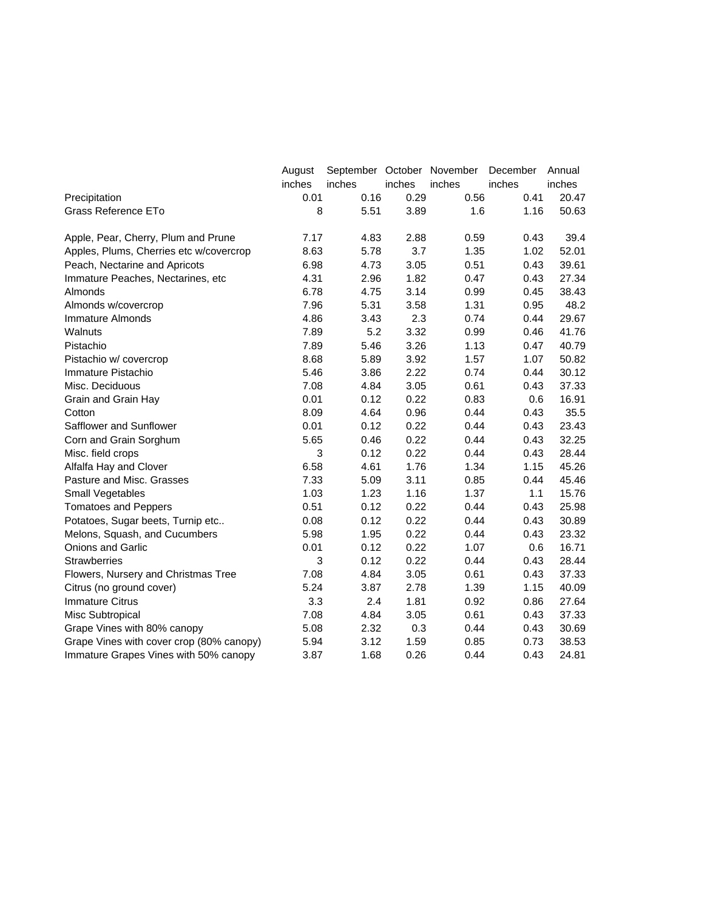| | August inches | September inches | October inches | November inches | December inches | Annual inches |
|---|---|---|---|---|---|---|
| Precipitation | 0.01 | 0.16 | 0.29 | 0.56 | 0.41 | 20.47 |
| Grass Reference ETo | 8 | 5.51 | 3.89 | 1.6 | 1.16 | 50.63 |
| | | | | | | |
| Apple, Pear, Cherry, Plum and Prune | 7.17 | 4.83 | 2.88 | 0.59 | 0.43 | 39.4 |
| Apples, Plums, Cherries etc w/covercrop | 8.63 | 5.78 | 3.7 | 1.35 | 1.02 | 52.01 |
| Peach, Nectarine and Apricots | 6.98 | 4.73 | 3.05 | 0.51 | 0.43 | 39.61 |
| Immature Peaches, Nectarines, etc | 4.31 | 2.96 | 1.82 | 0.47 | 0.43 | 27.34 |
| Almonds | 6.78 | 4.75 | 3.14 | 0.99 | 0.45 | 38.43 |
| Almonds w/covercrop | 7.96 | 5.31 | 3.58 | 1.31 | 0.95 | 48.2 |
| Immature Almonds | 4.86 | 3.43 | 2.3 | 0.74 | 0.44 | 29.67 |
| Walnuts | 7.89 | 5.2 | 3.32 | 0.99 | 0.46 | 41.76 |
| Pistachio | 7.89 | 5.46 | 3.26 | 1.13 | 0.47 | 40.79 |
| Pistachio w/ covercrop | 8.68 | 5.89 | 3.92 | 1.57 | 1.07 | 50.82 |
| Immature Pistachio | 5.46 | 3.86 | 2.22 | 0.74 | 0.44 | 30.12 |
| Misc. Deciduous | 7.08 | 4.84 | 3.05 | 0.61 | 0.43 | 37.33 |
| Grain and Grain Hay | 0.01 | 0.12 | 0.22 | 0.83 | 0.6 | 16.91 |
| Cotton | 8.09 | 4.64 | 0.96 | 0.44 | 0.43 | 35.5 |
| Safflower and Sunflower | 0.01 | 0.12 | 0.22 | 0.44 | 0.43 | 23.43 |
| Corn and Grain Sorghum | 5.65 | 0.46 | 0.22 | 0.44 | 0.43 | 32.25 |
| Misc. field crops | 3 | 0.12 | 0.22 | 0.44 | 0.43 | 28.44 |
| Alfalfa Hay and Clover | 6.58 | 4.61 | 1.76 | 1.34 | 1.15 | 45.26 |
| Pasture and Misc. Grasses | 7.33 | 5.09 | 3.11 | 0.85 | 0.44 | 45.46 |
| Small Vegetables | 1.03 | 1.23 | 1.16 | 1.37 | 1.1 | 15.76 |
| Tomatoes and Peppers | 0.51 | 0.12 | 0.22 | 0.44 | 0.43 | 25.98 |
| Potatoes, Sugar beets, Turnip etc.. | 0.08 | 0.12 | 0.22 | 0.44 | 0.43 | 30.89 |
| Melons, Squash, and Cucumbers | 5.98 | 1.95 | 0.22 | 0.44 | 0.43 | 23.32 |
| Onions and Garlic | 0.01 | 0.12 | 0.22 | 1.07 | 0.6 | 16.71 |
| Strawberries | 3 | 0.12 | 0.22 | 0.44 | 0.43 | 28.44 |
| Flowers, Nursery and Christmas Tree | 7.08 | 4.84 | 3.05 | 0.61 | 0.43 | 37.33 |
| Citrus (no ground cover) | 5.24 | 3.87 | 2.78 | 1.39 | 1.15 | 40.09 |
| Immature Citrus | 3.3 | 2.4 | 1.81 | 0.92 | 0.86 | 27.64 |
| Misc Subtropical | 7.08 | 4.84 | 3.05 | 0.61 | 0.43 | 37.33 |
| Grape Vines with 80% canopy | 5.08 | 2.32 | 0.3 | 0.44 | 0.43 | 30.69 |
| Grape Vines with cover crop (80% canopy) | 5.94 | 3.12 | 1.59 | 0.85 | 0.73 | 38.53 |
| Immature Grapes Vines with 50% canopy | 3.87 | 1.68 | 0.26 | 0.44 | 0.43 | 24.81 |